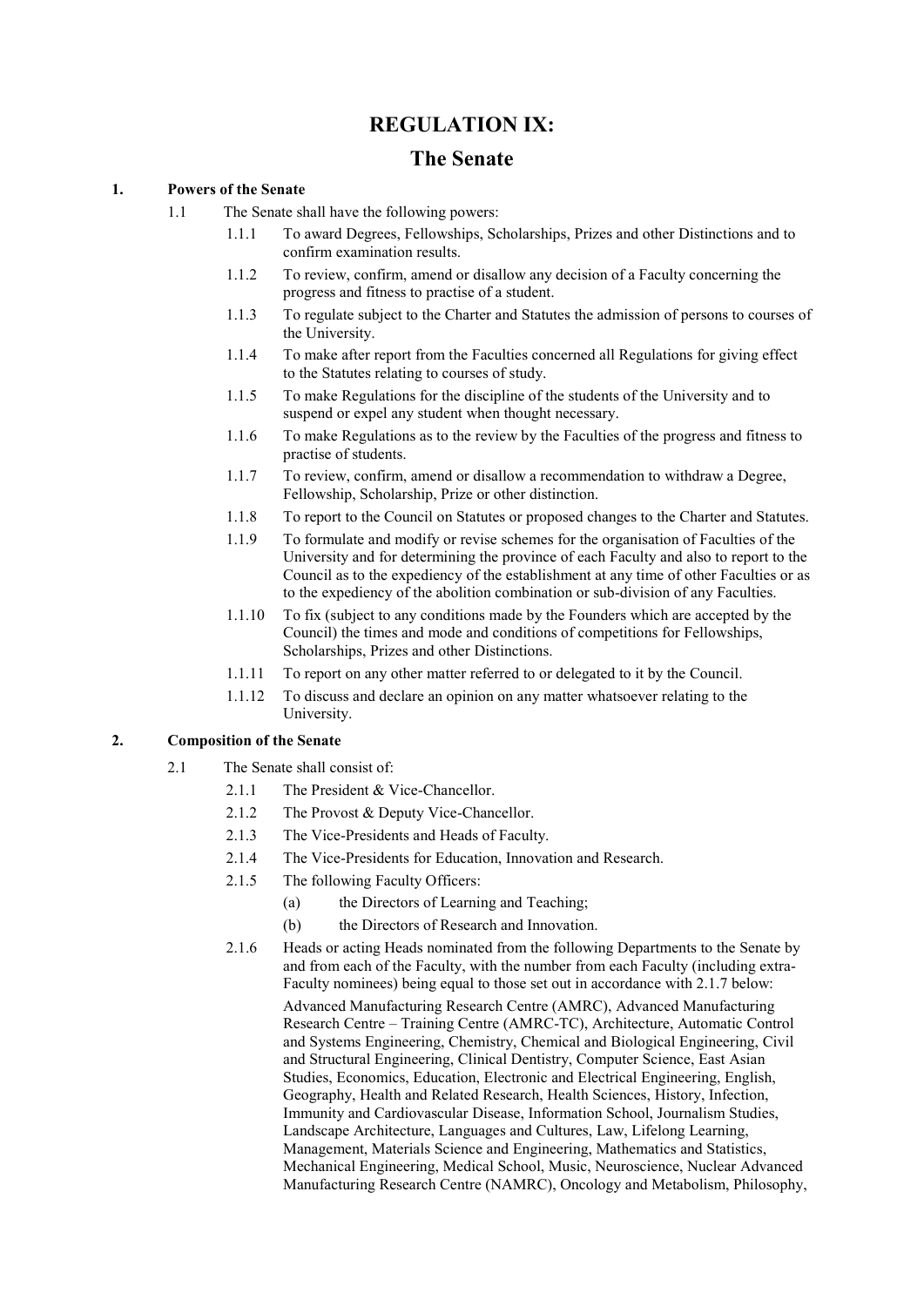# REGULATION IX:

# The Senate

## 1. Powers of the Senate

1.1 The Senate shall have the following powers:

1.1.1 To award Degrees, Fellowships, Scholarships, Prizes and other Distinctions and to confirm examination results.

1.1.2 To review, confirm, amend or disallow any decision of a Faculty concerning the progress and fitness to practise of a student.

1.1.3 To regulate subject to the Charter and Statutes the admission of persons to courses of the University.

1.1.4 To make after report from the Faculties concerned all Regulations for giving effect to the Statutes relating to courses of study.

1.1.5 To make Regulations for the discipline of the students of the University and to suspend or expel any student when thought necessary.

1.1.6 To make Regulations as to the review by the Faculties of the progress and fitness to practise of students.

1.1.7 To review, confirm, amend or disallow a recommendation to withdraw a Degree, Fellowship, Scholarship, Prize or other distinction.

1.1.8 To report to the Council on Statutes or proposed changes to the Charter and Statutes.

1.1.9 To formulate and modify or revise schemes for the organisation of Faculties of the University and for determining the province of each Faculty and also to report to the Council as to the expediency of the establishment at any time of other Faculties or as to the expediency of the abolition combination or sub-division of any Faculties.

1.1.10 To fix (subject to any conditions made by the Founders which are accepted by the Council) the times and mode and conditions of competitions for Fellowships, Scholarships, Prizes and other Distinctions.

1.1.11 To report on any other matter referred to or delegated to it by the Council.

1.1.12 To discuss and declare an opinion on any matter whatsoever relating to the University.

## 2. Composition of the Senate

2.1 The Senate shall consist of:

2.1.1 The President & Vice-Chancellor.

2.1.2 The Provost & Deputy Vice-Chancellor.

2.1.3 The Vice-Presidents and Heads of Faculty.

2.1.4 The Vice-Presidents for Education, Innovation and Research.

2.1.5 The following Faculty Officers:

(a) the Directors of Learning and Teaching;

(b) the Directors of Research and Innovation.

2.1.6 Heads or acting Heads nominated from the following Departments to the Senate by and from each of the Faculty, with the number from each Faculty (including extra-Faculty nominees) being equal to those set out in accordance with 2.1.7 below:

Advanced Manufacturing Research Centre (AMRC), Advanced Manufacturing Research Centre – Training Centre (AMRC-TC), Architecture, Automatic Control and Systems Engineering, Chemistry, Chemical and Biological Engineering, Civil and Structural Engineering, Clinical Dentistry, Computer Science, East Asian Studies, Economics, Education, Electronic and Electrical Engineering, English, Geography, Health and Related Research, Health Sciences, History, Infection, Immunity and Cardiovascular Disease, Information School, Journalism Studies, Landscape Architecture, Languages and Cultures, Law, Lifelong Learning, Management, Materials Science and Engineering, Mathematics and Statistics, Mechanical Engineering, Medical School, Music, Neuroscience, Nuclear Advanced Manufacturing Research Centre (NAMRC), Oncology and Metabolism, Philosophy,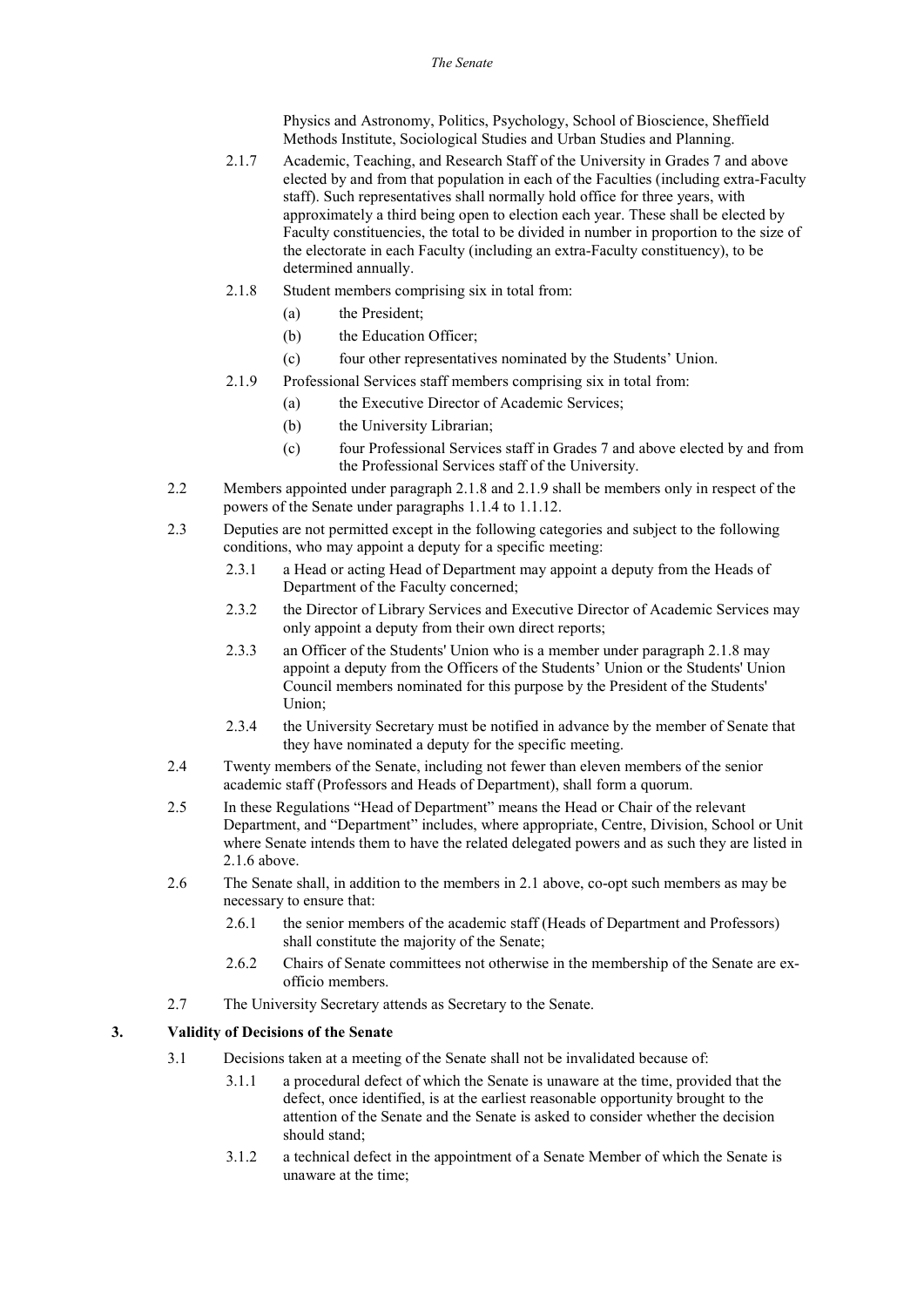Physics and Astronomy, Politics, Psychology, School of Bioscience, Sheffield Methods Institute, Sociological Studies and Urban Studies and Planning.

2.1.7 Academic, Teaching, and Research Staff of the University in Grades 7 and above elected by and from that population in each of the Faculties (including extra-Faculty staff). Such representatives shall normally hold office for three years, with approximately a third being open to election each year. These shall be elected by Faculty constituencies, the total to be divided in number in proportion to the size of the electorate in each Faculty (including an extra-Faculty constituency), to be determined annually.

2.1.8 Student members comprising six in total from:

- (a) the President;
- (b) the Education Officer;
- (c) four other representatives nominated by the Students' Union.

2.1.9 Professional Services staff members comprising six in total from:

- (a) the Executive Director of Academic Services;
- (b) the University Librarian;
- (c) four Professional Services staff in Grades 7 and above elected by and from the Professional Services staff of the University.

2.2 Members appointed under paragraph 2.1.8 and 2.1.9 shall be members only in respect of the powers of the Senate under paragraphs 1.1.4 to 1.1.12.

2.3 Deputies are not permitted except in the following categories and subject to the following conditions, who may appoint a deputy for a specific meeting:

2.3.1 a Head or acting Head of Department may appoint a deputy from the Heads of Department of the Faculty concerned;

2.3.2 the Director of Library Services and Executive Director of Academic Services may only appoint a deputy from their own direct reports;

2.3.3 an Officer of the Students' Union who is a member under paragraph 2.1.8 may appoint a deputy from the Officers of the Students' Union or the Students' Union Council members nominated for this purpose by the President of the Students' Union;

2.3.4 the University Secretary must be notified in advance by the member of Senate that they have nominated a deputy for the specific meeting.

2.4 Twenty members of the Senate, including not fewer than eleven members of the senior academic staff (Professors and Heads of Department), shall form a quorum.

2.5 In these Regulations "Head of Department" means the Head or Chair of the relevant Department, and "Department" includes, where appropriate, Centre, Division, School or Unit where Senate intends them to have the related delegated powers and as such they are listed in 2.1.6 above.

2.6 The Senate shall, in addition to the members in 2.1 above, co-opt such members as may be necessary to ensure that:

2.6.1 the senior members of the academic staff (Heads of Department and Professors) shall constitute the majority of the Senate;

2.6.2 Chairs of Senate committees not otherwise in the membership of the Senate are ex-officio members.

2.7 The University Secretary attends as Secretary to the Senate.

## 3. Validity of Decisions of the Senate

3.1 Decisions taken at a meeting of the Senate shall not be invalidated because of:

3.1.1 a procedural defect of which the Senate is unaware at the time, provided that the defect, once identified, is at the earliest reasonable opportunity brought to the attention of the Senate and the Senate is asked to consider whether the decision should stand;

3.1.2 a technical defect in the appointment of a Senate Member of which the Senate is unaware at the time;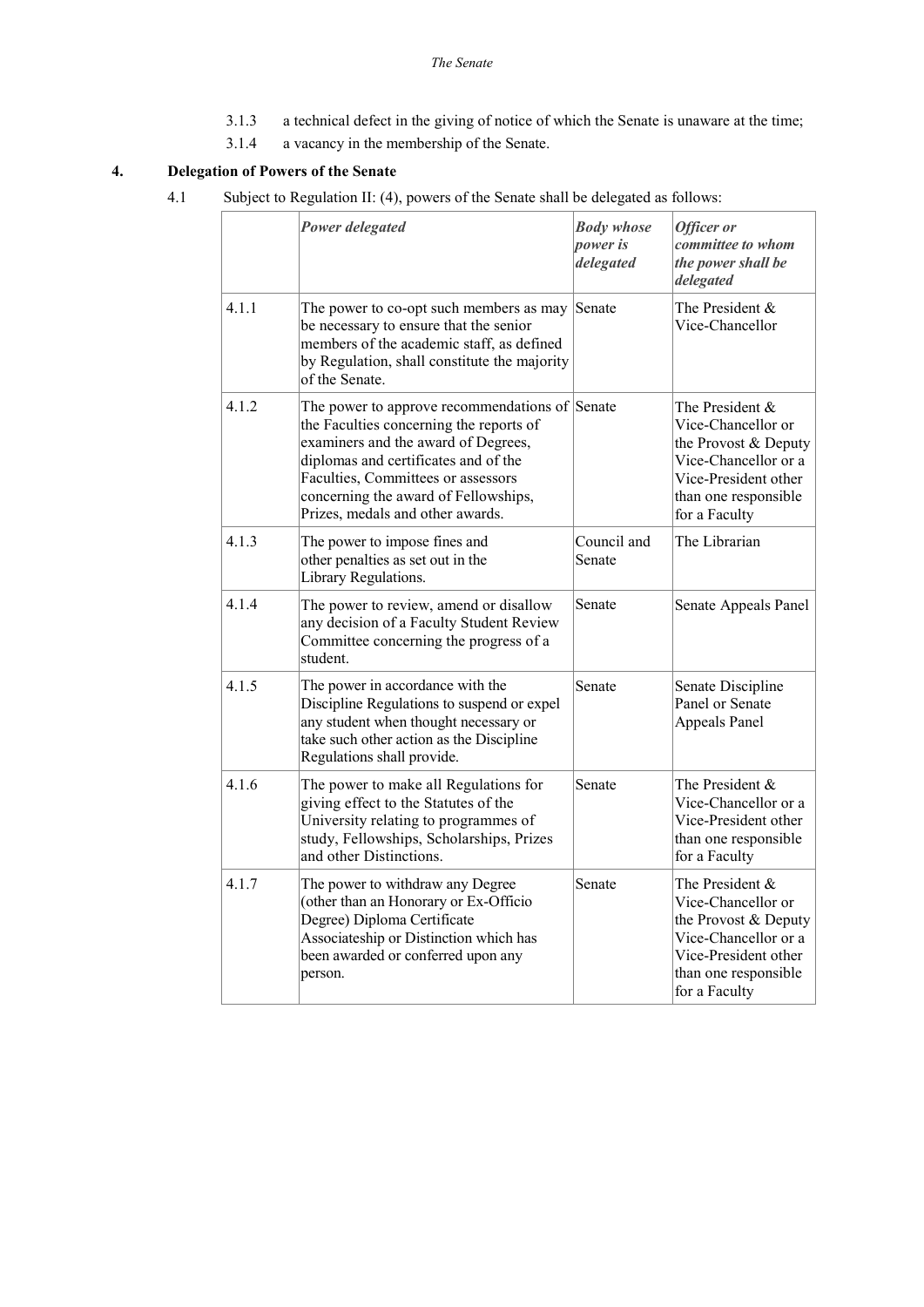3.1.3 a technical defect in the giving of notice of which the Senate is unaware at the time;

3.1.4 a vacancy in the membership of the Senate.

## 4. Delegation of Powers of the Senate

4.1 Subject to Regulation II: (4), powers of the Senate shall be delegated as follows:

| | *Power delegated* | *Body whose power is delegated* | *Officer or committee to whom the power shall be delegated* |
|---|---|---|---|
| 4.1.1 | The power to co-opt such members as may be necessary to ensure that the senior members of the academic staff, as defined by Regulation, shall constitute the majority of the Senate. | Senate | The President & Vice-Chancellor |
| 4.1.2 | The power to approve recommendations of the Faculties concerning the reports of examiners and the award of Degrees, diplomas and certificates and of the Faculties, Committees or assessors concerning the award of Fellowships, Prizes, medals and other awards. | Senate | The President & Vice-Chancellor or the Provost & Deputy Vice-Chancellor or a Vice-President other than one responsible for a Faculty |
| 4.1.3 | The power to impose fines and other penalties as set out in the Library Regulations. | Council and Senate | The Librarian |
| 4.1.4 | The power to review, amend or disallow any decision of a Faculty Student Review Committee concerning the progress of a student. | Senate | Senate Appeals Panel |
| 4.1.5 | The power in accordance with the Discipline Regulations to suspend or expel any student when thought necessary or take such other action as the Discipline Regulations shall provide. | Senate | Senate Discipline Panel or Senate Appeals Panel |
| 4.1.6 | The power to make all Regulations for giving effect to the Statutes of the University relating to programmes of study, Fellowships, Scholarships, Prizes and other Distinctions. | Senate | The President & Vice-Chancellor or a Vice-President other than one responsible for a Faculty |
| 4.1.7 | The power to withdraw any Degree (other than an Honorary or Ex-Officio Degree) Diploma Certificate Associateship or Distinction which has been awarded or conferred upon any person. | Senate | The President & Vice-Chancellor or the Provost & Deputy Vice-Chancellor or a Vice-President other than one responsible for a Faculty |